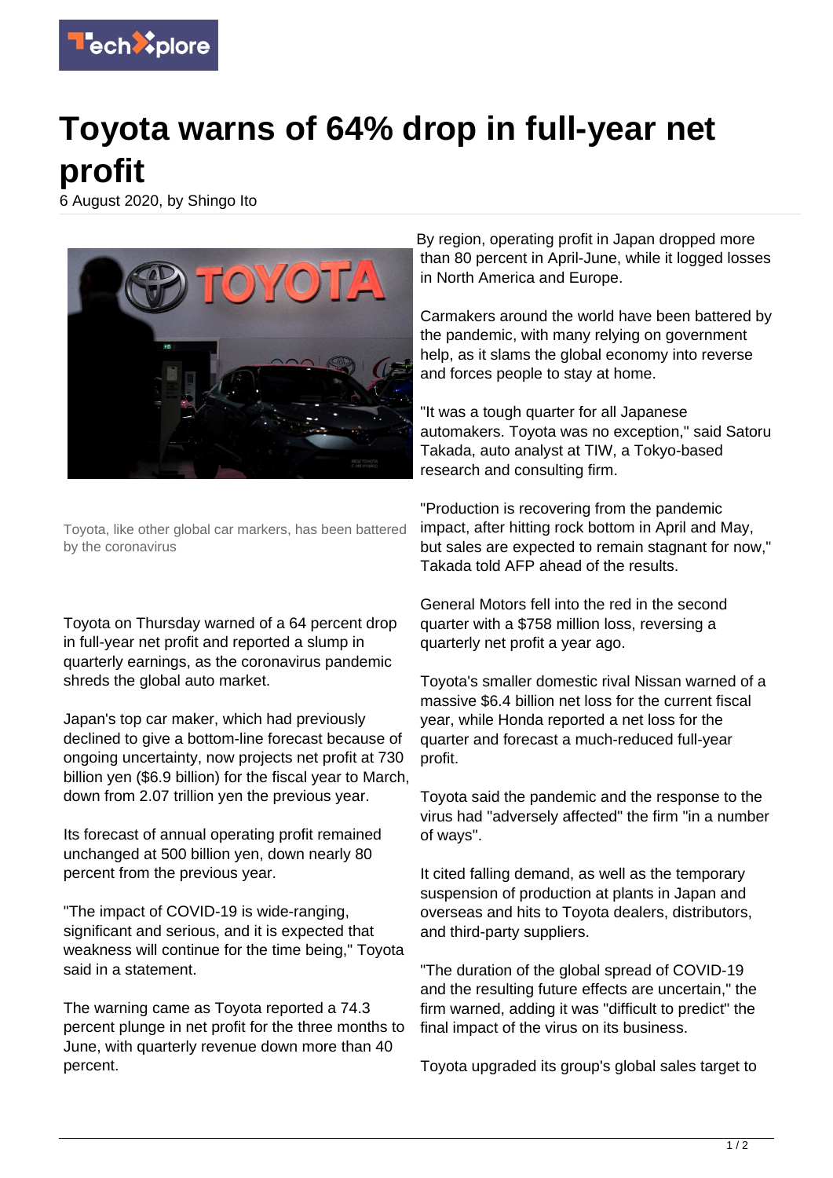# Toyota warns of 64% drop in full-year net profit

6 August 2020, by Shingo Ito

Toyota, like other global car markers, has been battered by the coronavirus

Toyota on Thursday warned of a 64 percent drop in full-year net profit and reported a slump in quarterly earnings, as the coronavirus pandemic shreds the global auto market.

Japan's top car maker, which had previously declined to give a bottom-line forecast because of ongoing uncertainty, now projects net profit at 730 billion yen ($6.9 billion) for the fiscal year to March, down from 2.07 trillion yen the previous year.

Its forecast of annual operating profit remained unchanged at 500 billion yen, down nearly 80 percent from the previous year.

"The impact of COVID-19 is wide-ranging, significant and serious, and it is expected that weakness will continue for the time being," Toyota said in a statement.

The warning came as Toyota reported a 74.3 percent plunge in net profit for the three months to June, with quarterly revenue down more than 40 percent.

By region, operating profit in Japan dropped more than 80 percent in April-June, while it logged losses in North America and Europe.

Carmakers around the world have been battered by the pandemic, with many relying on government help, as it slams the global economy into reverse and forces people to stay at home.

"It was a tough quarter for all Japanese automakers. Toyota was no exception," said Satoru Takada, auto analyst at TIW, a Tokyo-based research and consulting firm.

"Production is recovering from the pandemic impact, after hitting rock bottom in April and May, but sales are expected to remain stagnant for now," Takada told AFP ahead of the results.

General Motors fell into the red in the second quarter with a $758 million loss, reversing a quarterly net profit a year ago.

Toyota's smaller domestic rival Nissan warned of a massive $6.4 billion net loss for the current fiscal year, while Honda reported a net loss for the quarter and forecast a much-reduced full-year profit.

Toyota said the pandemic and the response to the virus had "adversely affected" the firm "in a number of ways".

It cited falling demand, as well as the temporary suspension of production at plants in Japan and overseas and hits to Toyota dealers, distributors, and third-party suppliers.

"The duration of the global spread of COVID-19 and the resulting future effects are uncertain," the firm warned, adding it was "difficult to predict" the final impact of the virus on its business.

Toyota upgraded its group's global sales target to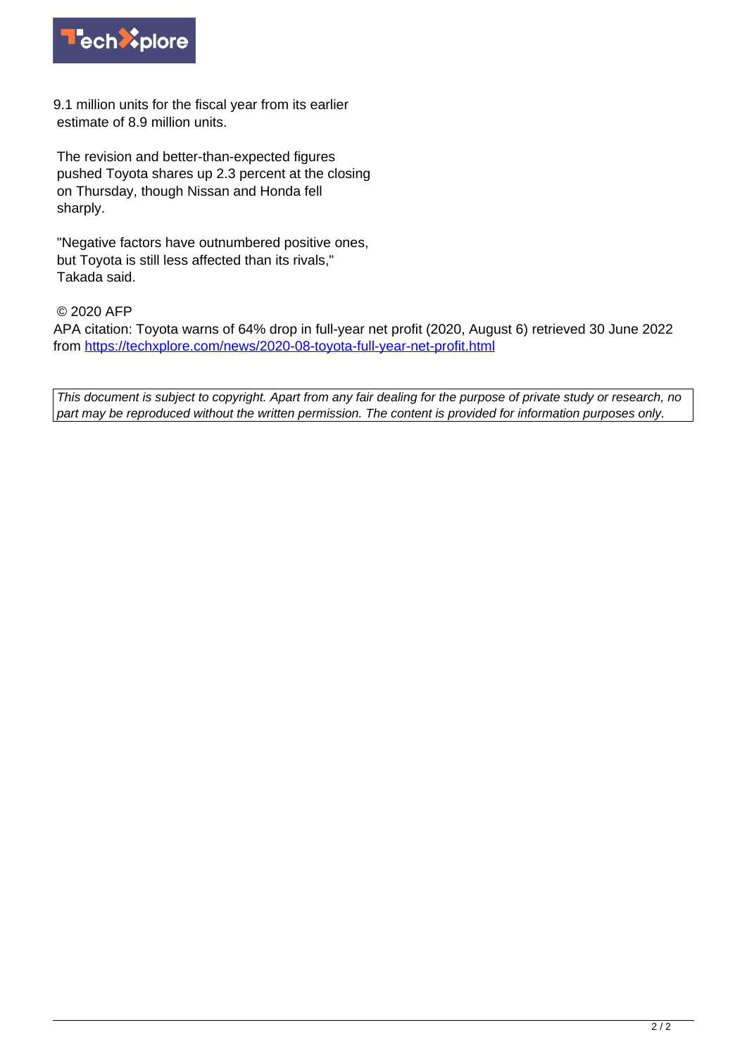9.1 million units for the fiscal year from its earlier estimate of 8.9 million units.

The revision and better-than-expected figures pushed Toyota shares up 2.3 percent at the closing on Thursday, though Nissan and Honda fell sharply.

"Negative factors have outnumbered positive ones, but Toyota is still less affected than its rivals," Takada said.

© 2020 AFP

APA citation: Toyota warns of 64% drop in full-year net profit (2020, August 6) retrieved 30 June 2022 from https://techxplore.com/news/2020-08-toyota-full-year-net-profit.html

*This document is subject to copyright. Apart from any fair dealing for the purpose of private study or research, no part may be reproduced without the written permission. The content is provided for information purposes only.*